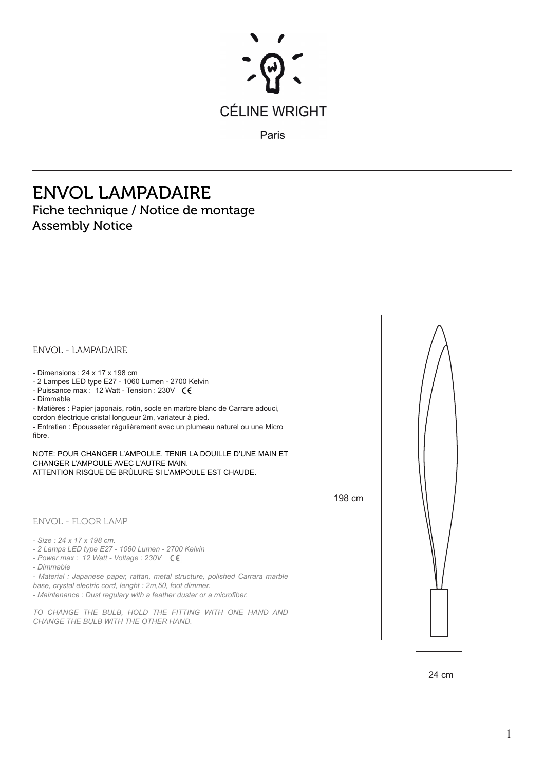CÉLINE WRIGHT

Paris

# ENVOL LAMPADAIRE

## Fiche technique / Notice de montage
## Assembly Notice

### ENVOL - LAMPADAIRE

- Dimensions : 24 x 17 x 198 cm
- 2 Lampes LED type E27 - 1060 Lumen - 2700 Kelvin
- Puissance max : 12 Watt - Tension : 230V CE
- Dimmable
- Matières : Papier japonais, rotin, socle en marbre blanc de Carrare adouci, cordon électrique cristal longueur 2m, variateur à pied.
- Entretien : Épousseter régulièrement avec un plumeau naturel ou une Micro fibre.

NOTE: POUR CHANGER L'AMPOULE, TENIR LA DOUILLE D'UNE MAIN ET CHANGER L'AMPOULE AVEC L'AUTRE MAIN.
ATTENTION RISQUE DE BRÛLURE SI L'AMPOULE EST CHAUDE.

### ENVOL - FLOOR LAMP

*- Size : 24 x 17 x 198 cm.*
*- 2 Lamps LED type E27 - 1060 Lumen - 2700 Kelvin*
*- Power max : 12 Watt - Voltage : 230V CE*
*- Dimmable*
*- Material : Japanese paper, rattan, metal structure, polished Carrara marble base, crystal electric cord, lenght : 2m,50, foot dimmer.*
*- Maintenance : Dust regulary with a feather duster or a microfiber.*

*TO CHANGE THE BULB, HOLD THE FITTING WITH ONE HAND AND CHANGE THE BULB WITH THE OTHER HAND.*

198 cm

24 cm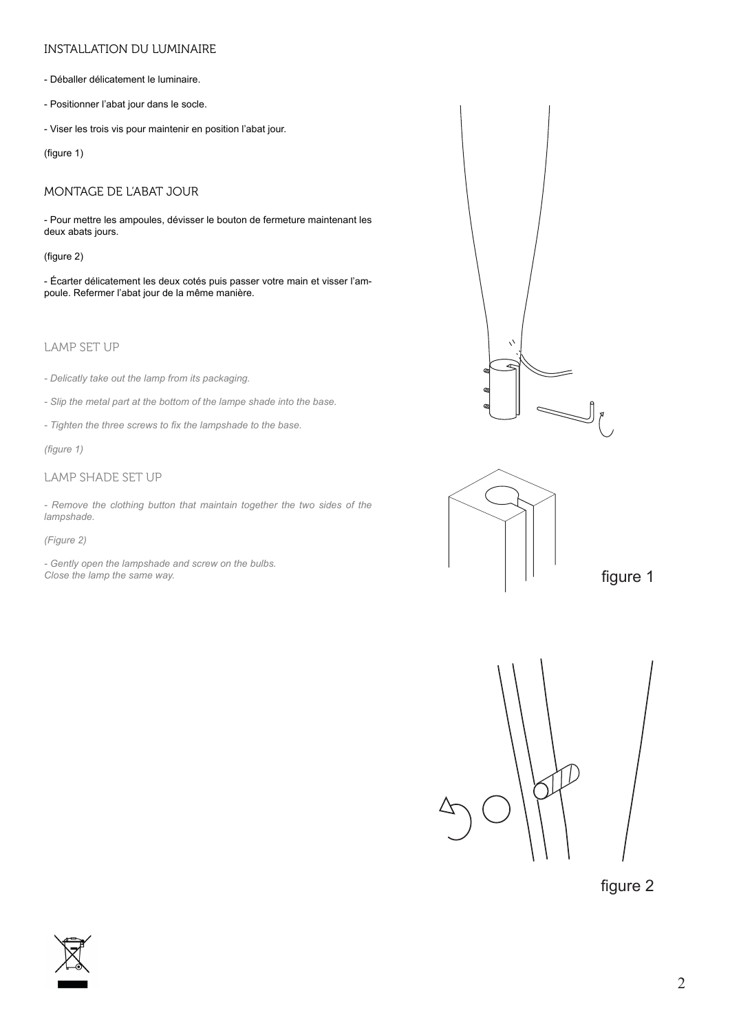## INSTALLATION DU LUMINAIRE

- Déballer délicatement le luminaire.
- Positionner l'abat jour dans le socle.
- Viser les trois vis pour maintenir en position l'abat jour.

(figure 1)

## MONTAGE DE L'ABAT JOUR

- Pour mettre les ampoules, dévisser le bouton de fermeture maintenant les deux abats jours.

(figure 2)

- Écarter délicatement les deux cotés puis passer votre main et visser l'ampoule. Refermer l'abat jour de la même manière.

## LAMP SET UP

*- Delicatly take out the lamp from its packaging.*

*- Slip the metal part at the bottom of the lampe shade into the base.*

*- Tighten the three screws to fix the lampshade to the base.*

*(figure 1)*

## LAMP SHADE SET UP

*- Remove the clothing button that maintain together the two sides of the lampshade.*

*(Figure 2)*

*- Gently open the lampshade and screw on the bulbs.*
*Close the lamp the same way.*

figure 1

figure 2